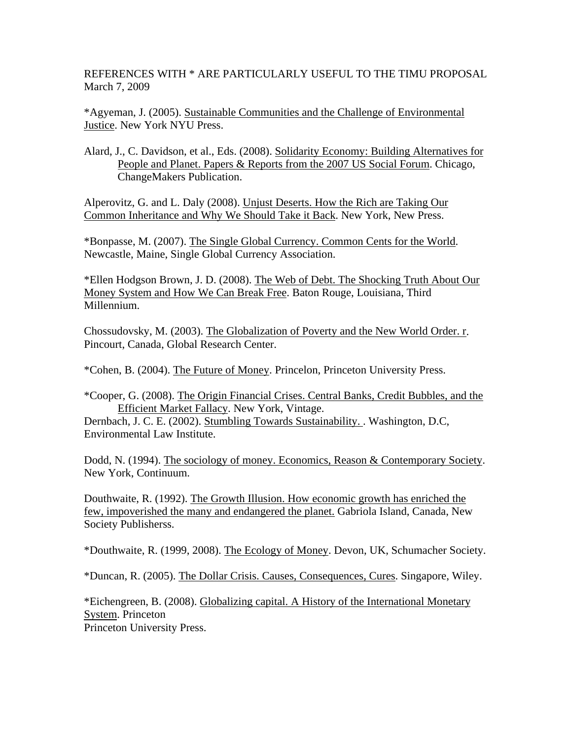REFERENCES WITH * ARE PARTICULARLY USEFUL TO THE TIMU PROPOSAL
March 7, 2009

*Agyeman, J. (2005). Sustainable Communities and the Challenge of Environmental Justice. New York NYU Press.

Alard, J., C. Davidson, et al., Eds. (2008). Solidarity Economy: Building Alternatives for People and Planet. Papers & Reports from the 2007 US Social Forum. Chicago, ChangeMakers Publication.

Alperovitz, G. and L. Daly (2008). Unjust Deserts. How the Rich are Taking Our Common Inheritance and Why We Should Take it Back. New York, New Press.

*Bonpasse, M. (2007). The Single Global Currency. Common Cents for the World. Newcastle, Maine, Single Global Currency Association.

*Ellen Hodgson Brown, J. D. (2008). The Web of Debt. The Shocking Truth About Our Money System and How We Can Break Free. Baton Rouge, Louisiana, Third Millennium.

Chossudovsky, M. (2003). The Globalization of Poverty and the New World Order. r. Pincourt, Canada, Global Research Center.

*Cohen, B. (2004). The Future of Money. Princelon, Princeton University Press.

*Cooper, G. (2008). The Origin Financial Crises. Central Banks, Credit Bubbles, and the Efficient Market Fallacy. New York, Vintage.

Dernbach, J. C. E. (2002). Stumbling Towards Sustainability. . Washington, D.C, Environmental Law Institute.

Dodd, N. (1994). The sociology of money. Economics, Reason & Contemporary Society. New York, Continuum.

Douthwaite, R. (1992). The Growth Illusion. How economic growth has enriched the few, impoverished the many and endangered the planet. Gabriola Island, Canada, New Society Publisherss.

*Douthwaite, R. (1999, 2008). The Ecology of Money. Devon, UK, Schumacher Society.

*Duncan, R. (2005). The Dollar Crisis. Causes, Consequences, Cures. Singapore, Wiley.

*Eichengreen, B. (2008). Globalizing capital. A History of the International Monetary System. Princeton
Princeton University Press.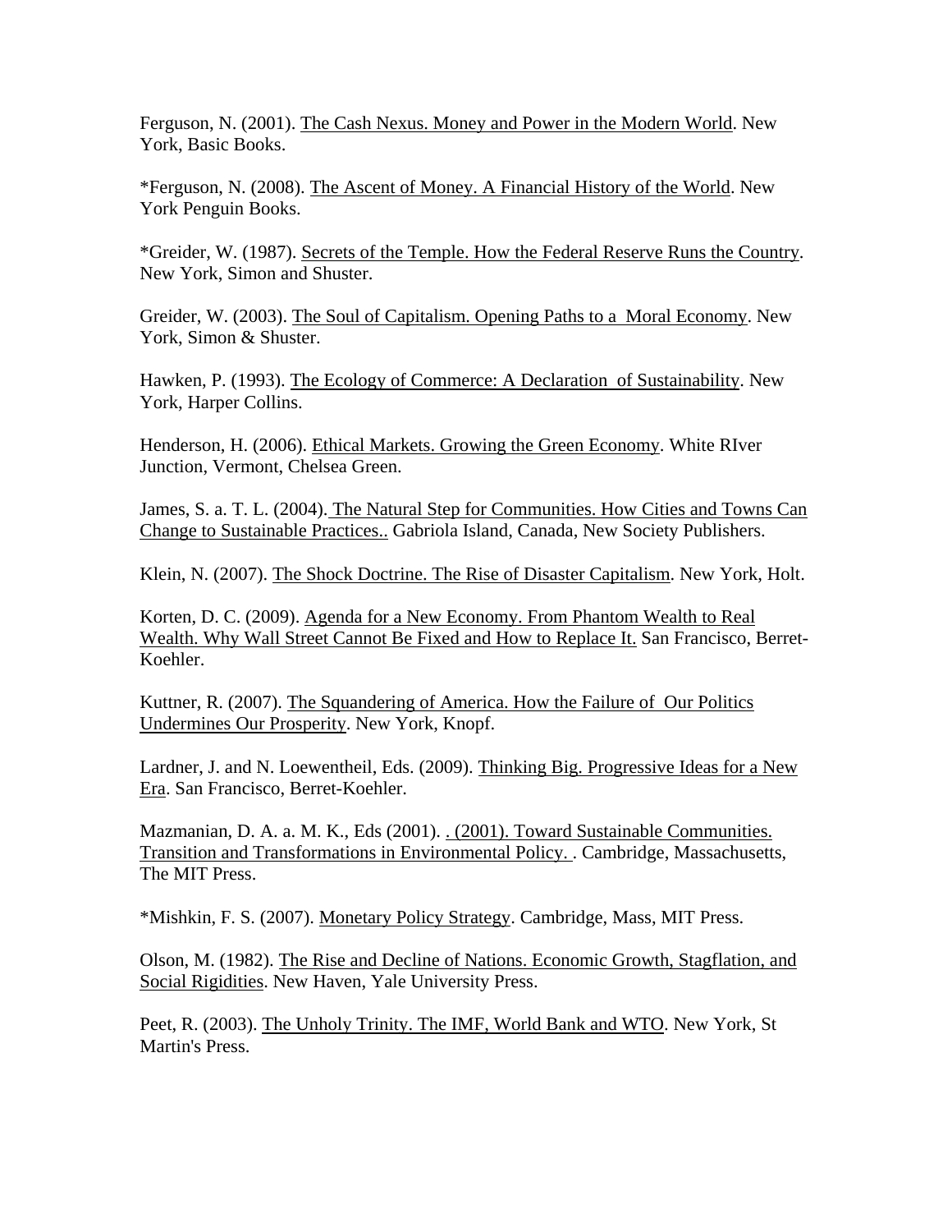Ferguson, N. (2001). The Cash Nexus. Money and Power in the Modern World. New York, Basic Books.

*Ferguson, N. (2008). The Ascent of Money. A Financial History of the World. New York Penguin Books.

*Greider, W. (1987). Secrets of the Temple. How the Federal Reserve Runs the Country. New York, Simon and Shuster.

Greider, W. (2003). The Soul of Capitalism. Opening Paths to a Moral Economy. New York, Simon & Shuster.

Hawken, P. (1993). The Ecology of Commerce: A Declaration of Sustainability. New York, Harper Collins.

Henderson, H. (2006). Ethical Markets. Growing the Green Economy. White RIver Junction, Vermont, Chelsea Green.

James, S. a. T. L. (2004). The Natural Step for Communities. How Cities and Towns Can Change to Sustainable Practices.. Gabriola Island, Canada, New Society Publishers.

Klein, N. (2007). The Shock Doctrine. The Rise of Disaster Capitalism. New York, Holt.

Korten, D. C. (2009). Agenda for a New Economy. From Phantom Wealth to Real Wealth. Why Wall Street Cannot Be Fixed and How to Replace It. San Francisco, Berret-Koehler.

Kuttner, R. (2007). The Squandering of America. How the Failure of Our Politics Undermines Our Prosperity. New York, Knopf.

Lardner, J. and N. Loewentheil, Eds. (2009). Thinking Big. Progressive Ideas for a New Era. San Francisco, Berret-Koehler.

Mazmanian, D. A. a. M. K., Eds (2001). . (2001). Toward Sustainable Communities. Transition and Transformations in Environmental Policy. . Cambridge, Massachusetts, The MIT Press.

*Mishkin, F. S. (2007). Monetary Policy Strategy. Cambridge, Mass, MIT Press.

Olson, M. (1982). The Rise and Decline of Nations. Economic Growth, Stagflation, and Social Rigidities. New Haven, Yale University Press.

Peet, R. (2003). The Unholy Trinity. The IMF, World Bank and WTO. New York, St Martin's Press.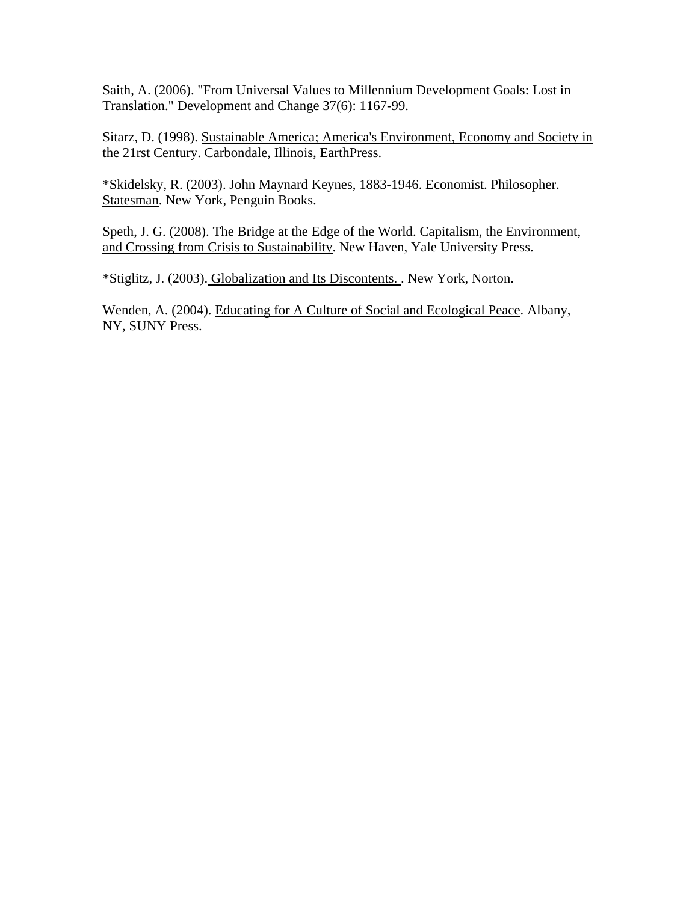Saith, A. (2006). "From Universal Values to Millennium Development Goals: Lost in Translation." Development and Change 37(6): 1167-99.

Sitarz, D. (1998). Sustainable America; America's Environment, Economy and Society in the 21rst Century. Carbondale, Illinois, EarthPress.

*Skidelsky, R. (2003). John Maynard Keynes, 1883-1946. Economist. Philosopher. Statesman. New York, Penguin Books.

Speth, J. G. (2008). The Bridge at the Edge of the World. Capitalism, the Environment, and Crossing from Crisis to Sustainability. New Haven, Yale University Press.

*Stiglitz, J. (2003). Globalization and Its Discontents. . New York, Norton.

Wenden, A. (2004). Educating for A Culture of Social and Ecological Peace. Albany, NY, SUNY Press.